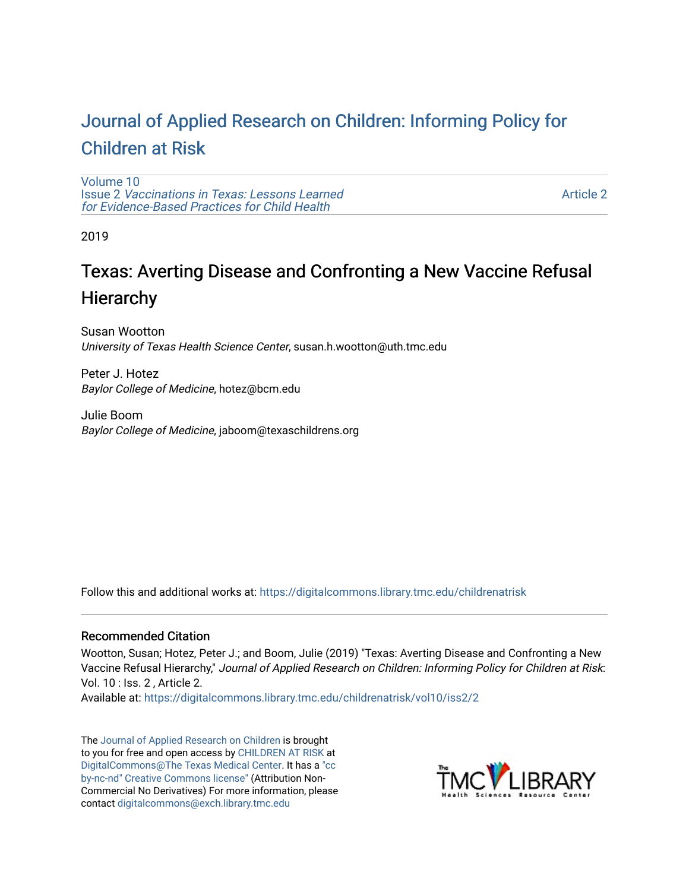# Journal of Applied Research on Children: Informing Policy for Children at Risk

Volume 10
Issue 2 *Vaccinations in Texas: Lessons Learned for Evidence-Based Practices for Child Health*

Article 2

2019

## Texas: Averting Disease and Confronting a New Vaccine Refusal Hierarchy

Susan Wootton
*University of Texas Health Science Center*, susan.h.wootton@uth.tmc.edu

Peter J. Hotez
*Baylor College of Medicine*, hotez@bcm.edu

Julie Boom
*Baylor College of Medicine*, jaboom@texaschildrens.org

Follow this and additional works at: https://digitalcommons.library.tmc.edu/childrenatrisk

### Recommended Citation

Wootton, Susan; Hotez, Peter J.; and Boom, Julie (2019) "Texas: Averting Disease and Confronting a New Vaccine Refusal Hierarchy," *Journal of Applied Research on Children: Informing Policy for Children at Risk*: Vol. 10 : Iss. 2 , Article 2.
Available at: https://digitalcommons.library.tmc.edu/childrenatrisk/vol10/iss2/2

The Journal of Applied Research on Children is brought to you for free and open access by CHILDREN AT RISK at DigitalCommons@The Texas Medical Center. It has a "cc by-nc-nd" Creative Commons license" (Attribution Non-Commercial No Derivatives) For more information, please contact digitalcommons@exch.library.tmc.edu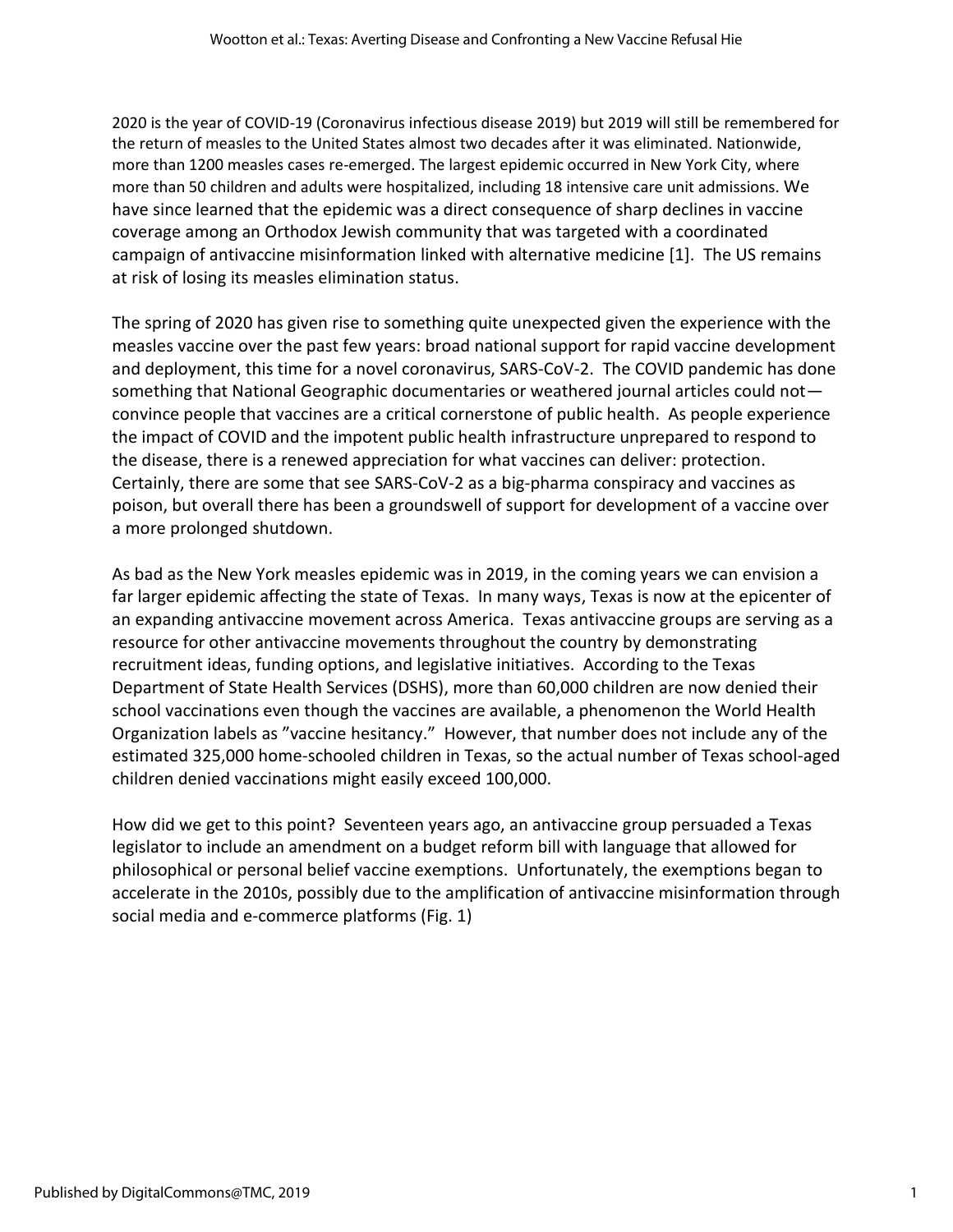2020 is the year of COVID-19 (Coronavirus infectious disease 2019) but 2019 will still be remembered for the return of measles to the United States almost two decades after it was eliminated. Nationwide, more than 1200 measles cases re-emerged. The largest epidemic occurred in New York City, where more than 50 children and adults were hospitalized, including 18 intensive care unit admissions. We have since learned that the epidemic was a direct consequence of sharp declines in vaccine coverage among an Orthodox Jewish community that was targeted with a coordinated campaign of antivaccine misinformation linked with alternative medicine [1]. The US remains at risk of losing its measles elimination status.

The spring of 2020 has given rise to something quite unexpected given the experience with the measles vaccine over the past few years: broad national support for rapid vaccine development and deployment, this time for a novel coronavirus, SARS-CoV-2. The COVID pandemic has done something that National Geographic documentaries or weathered journal articles could not—convince people that vaccines are a critical cornerstone of public health. As people experience the impact of COVID and the impotent public health infrastructure unprepared to respond to the disease, there is a renewed appreciation for what vaccines can deliver: protection. Certainly, there are some that see SARS-CoV-2 as a big-pharma conspiracy and vaccines as poison, but overall there has been a groundswell of support for development of a vaccine over a more prolonged shutdown.

As bad as the New York measles epidemic was in 2019, in the coming years we can envision a far larger epidemic affecting the state of Texas. In many ways, Texas is now at the epicenter of an expanding antivaccine movement across America. Texas antivaccine groups are serving as a resource for other antivaccine movements throughout the country by demonstrating recruitment ideas, funding options, and legislative initiatives. According to the Texas Department of State Health Services (DSHS), more than 60,000 children are now denied their school vaccinations even though the vaccines are available, a phenomenon the World Health Organization labels as "vaccine hesitancy." However, that number does not include any of the estimated 325,000 home-schooled children in Texas, so the actual number of Texas school-aged children denied vaccinations might easily exceed 100,000.

How did we get to this point? Seventeen years ago, an antivaccine group persuaded a Texas legislator to include an amendment on a budget reform bill with language that allowed for philosophical or personal belief vaccine exemptions. Unfortunately, the exemptions began to accelerate in the 2010s, possibly due to the amplification of antivaccine misinformation through social media and e-commerce platforms (Fig. 1)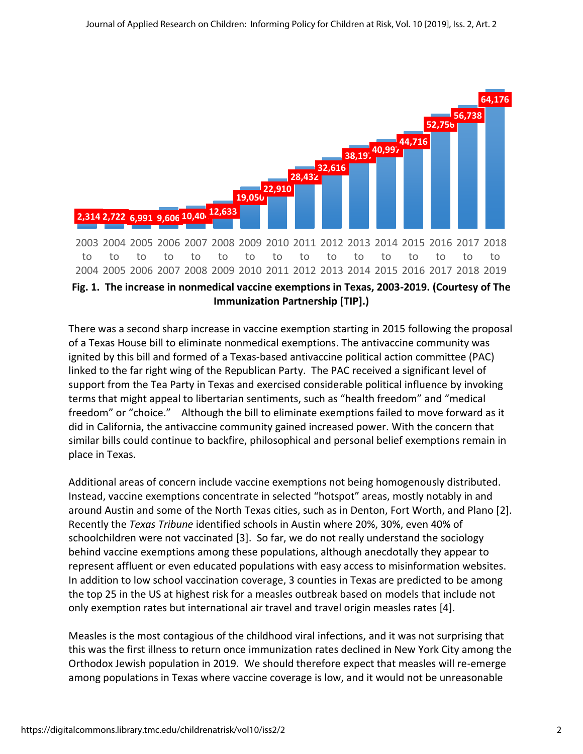| 2003 to 2004 | 2004 to 2005 | 2005 to 2006 | 2006 to 2007 | 2007 to 2008 | 2008 to 2009 | 2009 to 2010 | 2010 to 2011 | 2011 to 2012 | 2012 to 2013 | 2013 to 2014 | 2014 to 2015 | 2015 to 2016 | 2016 to 2017 | 2017 to 2018 | 2018 to 2019 |
|---|---|---|---|---|---|---|---|---|---|---|---|---|---|---|---|
| 2,314 | 2,722 | 6,991 | 9,606 | 10,40 | 12,633 | 19,050 | 22,910 | 28,432 | 32,616 | 38,19 | 40,99 | 44,716 | 52,756 | 56,738 | 64,176 |

**Fig. 1. The increase in nonmedical vaccine exemptions in Texas, 2003-2019. (Courtesy of The Immunization Partnership [TIP].)**

There was a second sharp increase in vaccine exemption starting in 2015 following the proposal of a Texas House bill to eliminate nonmedical exemptions. The antivaccine community was ignited by this bill and formed of a Texas-based antivaccine political action committee (PAC) linked to the far right wing of the Republican Party. The PAC received a significant level of support from the Tea Party in Texas and exercised considerable political influence by invoking terms that might appeal to libertarian sentiments, such as "health freedom" and "medical freedom" or "choice." Although the bill to eliminate exemptions failed to move forward as it did in California, the antivaccine community gained increased power. With the concern that similar bills could continue to backfire, philosophical and personal belief exemptions remain in place in Texas.

Additional areas of concern include vaccine exemptions not being homogenously distributed. Instead, vaccine exemptions concentrate in selected "hotspot" areas, mostly notably in and around Austin and some of the North Texas cities, such as in Denton, Fort Worth, and Plano [2]. Recently the *Texas Tribune* identified schools in Austin where 20%, 30%, even 40% of schoolchildren were not vaccinated [3]. So far, we do not really understand the sociology behind vaccine exemptions among these populations, although anecdotally they appear to represent affluent or even educated populations with easy access to misinformation websites. In addition to low school vaccination coverage, 3 counties in Texas are predicted to be among the top 25 in the US at highest risk for a measles outbreak based on models that include not only exemption rates but international air travel and travel origin measles rates [4].

Measles is the most contagious of the childhood viral infections, and it was not surprising that this was the first illness to return once immunization rates declined in New York City among the Orthodox Jewish population in 2019. We should therefore expect that measles will re-emerge among populations in Texas where vaccine coverage is low, and it would not be unreasonable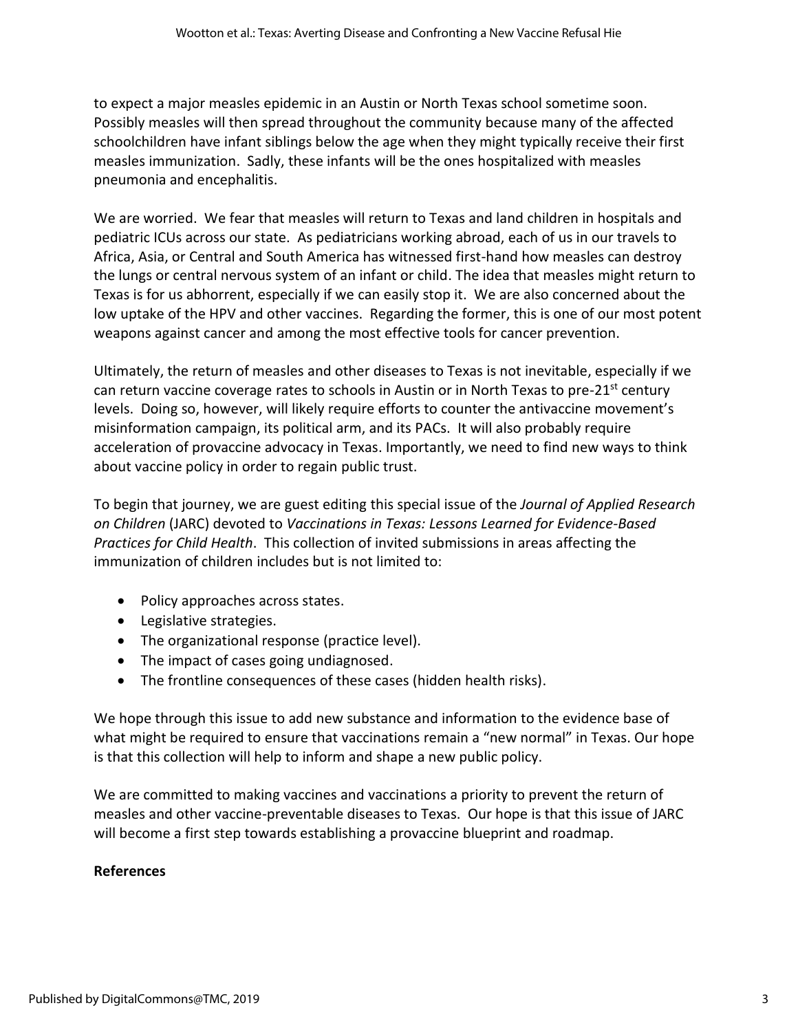to expect a major measles epidemic in an Austin or North Texas school sometime soon. Possibly measles will then spread throughout the community because many of the affected schoolchildren have infant siblings below the age when they might typically receive their first measles immunization. Sadly, these infants will be the ones hospitalized with measles pneumonia and encephalitis.

We are worried. We fear that measles will return to Texas and land children in hospitals and pediatric ICUs across our state. As pediatricians working abroad, each of us in our travels to Africa, Asia, or Central and South America has witnessed first-hand how measles can destroy the lungs or central nervous system of an infant or child. The idea that measles might return to Texas is for us abhorrent, especially if we can easily stop it. We are also concerned about the low uptake of the HPV and other vaccines. Regarding the former, this is one of our most potent weapons against cancer and among the most effective tools for cancer prevention.

Ultimately, the return of measles and other diseases to Texas is not inevitable, especially if we can return vaccine coverage rates to schools in Austin or in North Texas to pre-21st century levels. Doing so, however, will likely require efforts to counter the antivaccine movement's misinformation campaign, its political arm, and its PACs. It will also probably require acceleration of provaccine advocacy in Texas. Importantly, we need to find new ways to think about vaccine policy in order to regain public trust.

To begin that journey, we are guest editing this special issue of the *Journal of Applied Research on Children* (JARC) devoted to *Vaccinations in Texas: Lessons Learned for Evidence-Based Practices for Child Health*. This collection of invited submissions in areas affecting the immunization of children includes but is not limited to:

- Policy approaches across states.
- Legislative strategies.
- The organizational response (practice level).
- The impact of cases going undiagnosed.
- The frontline consequences of these cases (hidden health risks).

We hope through this issue to add new substance and information to the evidence base of what might be required to ensure that vaccinations remain a "new normal" in Texas. Our hope is that this collection will help to inform and shape a new public policy.

We are committed to making vaccines and vaccinations a priority to prevent the return of measles and other vaccine-preventable diseases to Texas. Our hope is that this issue of JARC will become a first step towards establishing a provaccine blueprint and roadmap.

**References**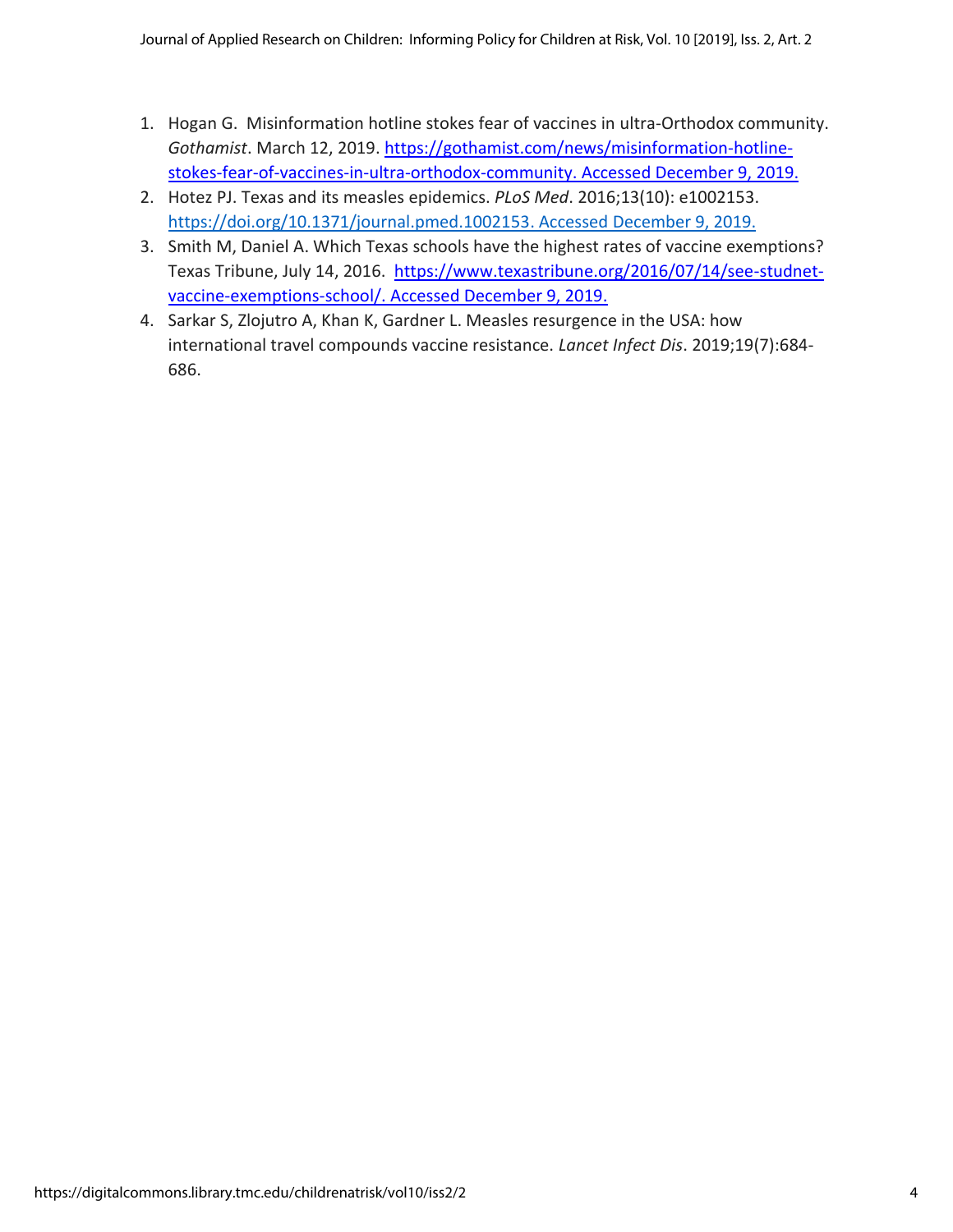1. Hogan G. Misinformation hotline stokes fear of vaccines in ultra-Orthodox community. *Gothamist*. March 12, 2019. https://gothamist.com/news/misinformation-hotline-stokes-fear-of-vaccines-in-ultra-orthodox-community. Accessed December 9, 2019.
2. Hotez PJ. Texas and its measles epidemics. *PLoS Med*. 2016;13(10): e1002153. https://doi.org/10.1371/journal.pmed.1002153. Accessed December 9, 2019.
3. Smith M, Daniel A. Which Texas schools have the highest rates of vaccine exemptions? Texas Tribune, July 14, 2016. https://www.texastribune.org/2016/07/14/see-studnet-vaccine-exemptions-school/. Accessed December 9, 2019.
4. Sarkar S, Zlojutro A, Khan K, Gardner L. Measles resurgence in the USA: how international travel compounds vaccine resistance. *Lancet Infect Dis*. 2019;19(7):684-686.